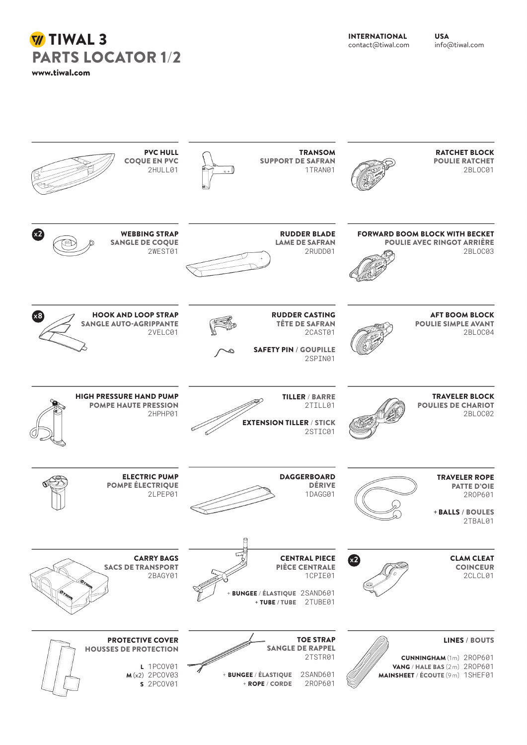# TIWAL 3

## PARTS LOCATOR 1/2

**www.tiwal.com**

**INTERNATIONAL**
contact@tiwal.com

**USA**
info@tiwal.com

---

**PVC HULL**
**COQUE EN PVC**
2HULL01

**TRANSOM**
**SUPPORT DE SAFRAN**
1TRAN01

**RATCHET BLOCK**
**POULIE RATCHET**
2BLOC01

---

x2
**WEBBING STRAP**
**SANGLE DE COQUE**
2WEST01

**RUDDER BLADE**
**LAME DE SAFRAN**
2RUDD01

**FORWARD BOOM BLOCK WITH BECKET**
**POULIE AVEC RINGOT ARRIÈRE**
2BLOC03

---

x8
**HOOK AND LOOP STRAP**
**SANGLE AUTO-AGRIPPANTE**
2VELC01

**RUDDER CASTING**
**TÊTE DE SAFRAN**
2CAST01

**SAFETY PIN / GOUPILLE**
2SPIN01

**AFT BOOM BLOCK**
**POULIE SIMPLE AVANT**
2BLOC04

---

**HIGH PRESSURE HAND PUMP**
**POMPE HAUTE PRESSION**
2HPHP01

**TILLER / BARRE**
2TILL01

**EXTENSION TILLER / STICK**
2STIC01

**TRAVELER BLOCK**
**POULIES DE CHARIOT**
2BLOC02

---

**ELECTRIC PUMP**
**POMPE ÉLECTRIQUE**
2LPEP01

**DAGGERBOARD**
**DÉRIVE**
1DAGG01

**TRAVELER ROPE**
**PATTE D'OIE**
2ROP601

+ **BALLS / BOULES**
2TBAL01

---

**CARRY BAGS**
**SACS DE TRANSPORT**
2BAGY01

**CENTRAL PIECE**
**PIÈCE CENTRALE**
1CPIE01

+ **BUNGEE / ÉLASTIQUE** 2SAND601
+ **TUBE / TUBE** 2TUBE01

x2
**CLAM CLEAT**
**COINCEUR**
2CLCL01

---

**PROTECTIVE COVER**
**HOUSSES DE PROTECTION**

**L** 1PCOV01
**M** (x2) 2PCOV03
**S** 2PCOV01

**TOE STRAP**
**SANGLE DE RAPPEL**
2TSTR01

+ **BUNGEE / ÉLASTIQUE** 2SAND601
+ **ROPE / CORDE** 2ROP601

**LINES / BOUTS**

**CUNNINGHAM** (1m) 2ROP601
**VANG / HALE BAS** (2m) 2ROP601
**MAINSHEET / ÉCOUTE** (9m) 1SHEF01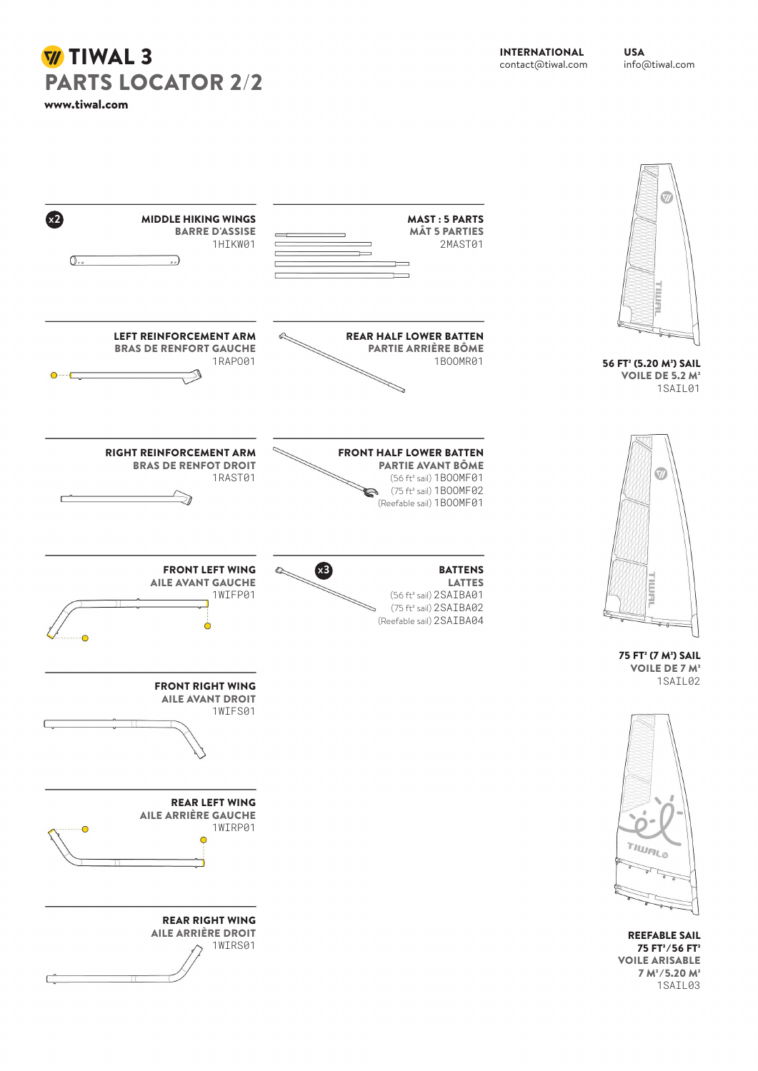# TIWAL 3

## PARTS LOCATOR 2/2

**www.tiwal.com**

**INTERNATIONAL**
contact@tiwal.com

**USA**
info@tiwal.com

x2

**MIDDLE HIKING WINGS**
**BARRE D'ASSISE**
1HIKW01

**MAST : 5 PARTS**
**MÂT 5 PARTIES**
2MAST01

**LEFT REINFORCEMENT ARM**
**BRAS DE RENFORT GAUCHE**
1RAPO01

**REAR HALF LOWER BATTEN**
**PARTIE ARRIÈRE BÔME**
1BOOMR01

**RIGHT REINFORCEMENT ARM**
**BRAS DE RENFOT DROIT**
1RAST01

**FRONT HALF LOWER BATTEN**
**PARTIE AVANT BÔME**
(56 ft² sail) 1BOOMF01
(75 ft² sail) 1BOOMF02
(Reefable sail) 1BOOMF01

**FRONT LEFT WING**
**AILE AVANT GAUCHE**
1WIFP01

x3

**BATTENS**
**LATTES**
(56 ft² sail) 2SAIBA01
(75 ft² sail) 2SAIBA02
(Reefable sail) 2SAIBA04

**FRONT RIGHT WING**
**AILE AVANT DROIT**
1WIFS01

**REAR LEFT WING**
**AILE ARRIÈRE GAUCHE**
1WIRP01

**REAR RIGHT WING**
**AILE ARRIÈRE DROIT**
1WIRS01

**56 FT² (5.20 M²) SAIL**
**VOILE DE 5.2 M²**
1SAIL01

**75 FT² (7 M²) SAIL**
**VOILE DE 7 M²**
1SAIL02

**REEFABLE SAIL**
**75 FT²/56 FT²**
**VOILE ARISABLE**
**7 M²/5.20 M²**
1SAIL03